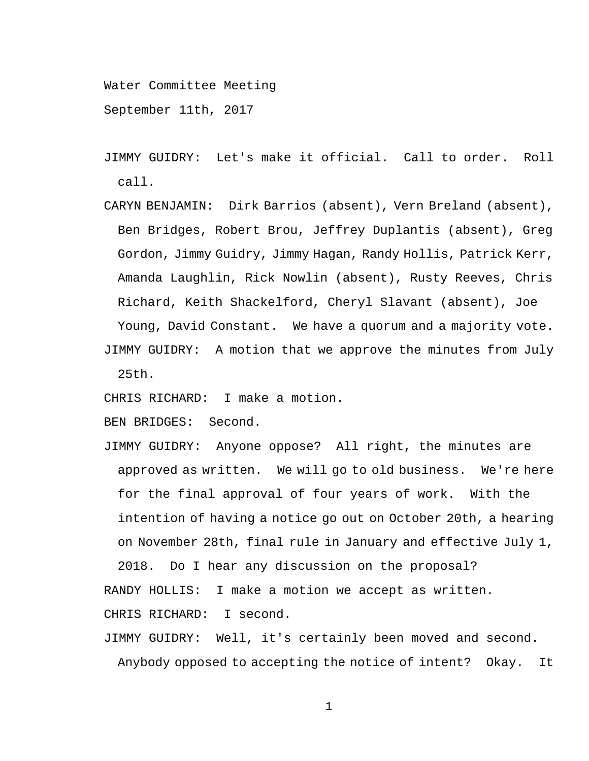Water Committee Meeting

September 11th, 2017

JIMMY GUIDRY: Let's make it official. Call to order. Roll call.

CARYN BENJAMIN: Dirk Barrios (absent), Vern Breland (absent), Ben Bridges, Robert Brou, Jeffrey Duplantis (absent), Greg Gordon, Jimmy Guidry, Jimmy Hagan, Randy Hollis, Patrick Kerr, Amanda Laughlin, Rick Nowlin (absent), Rusty Reeves, Chris Richard, Keith Shackelford, Cheryl Slavant (absent), Joe Young, David Constant. We have a quorum and a majority vote.

JIMMY GUIDRY: A motion that we approve the minutes from July 25th.

CHRIS RICHARD: I make a motion.

BEN BRIDGES: Second.

JIMMY GUIDRY: Anyone oppose? All right, the minutes are approved as written. We will go to old business. We're here for the final approval of four years of work. With the intention of having a notice go out on October 20th, a hearing on November 28th, final rule in January and effective July 1, 2018. Do I hear any discussion on the proposal?

RANDY HOLLIS: I make a motion we accept as written.

CHRIS RICHARD: I second.

JIMMY GUIDRY: Well, it's certainly been moved and second. Anybody opposed to accepting the notice of intent? Okay. It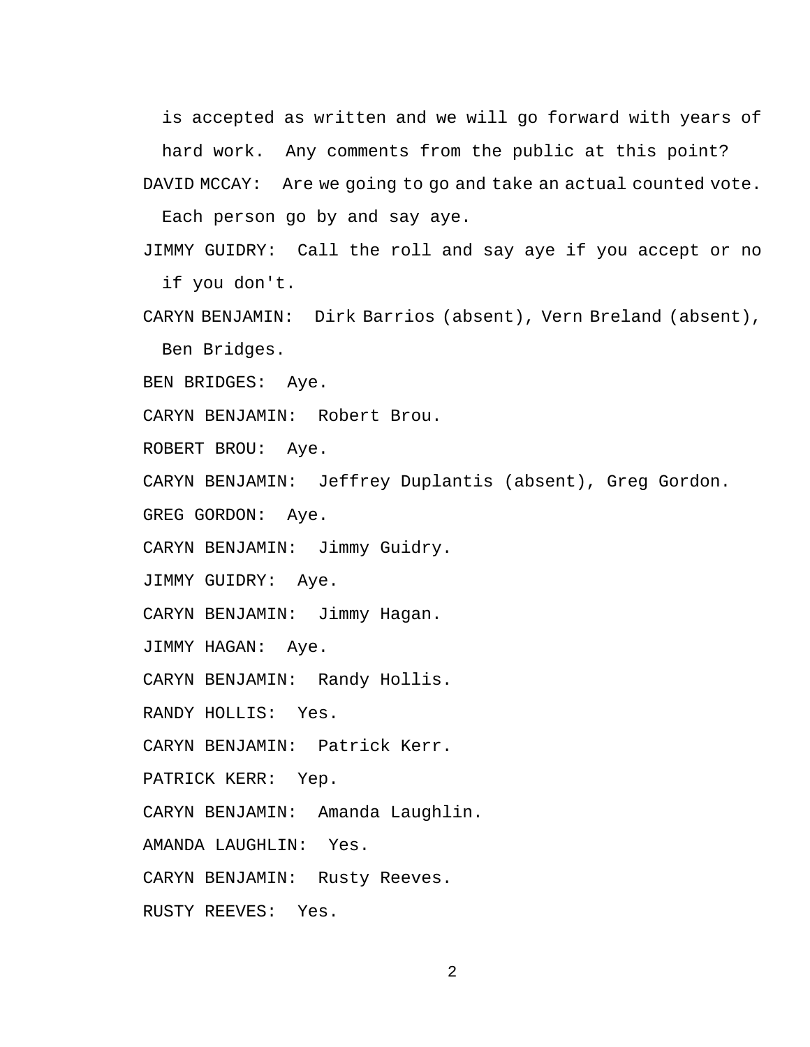is accepted as written and we will go forward with years of hard work. Any comments from the public at this point?

DAVID MCCAY: Are we going to go and take an actual counted vote. Each person go by and say aye.

JIMMY GUIDRY: Call the roll and say aye if you accept or no if you don't.

CARYN BENJAMIN: Dirk Barrios (absent), Vern Breland (absent), Ben Bridges.

BEN BRIDGES: Aye.

CARYN BENJAMIN: Robert Brou.

ROBERT BROU: Aye.

CARYN BENJAMIN: Jeffrey Duplantis (absent), Greg Gordon.

GREG GORDON: Aye.

CARYN BENJAMIN: Jimmy Guidry.

JIMMY GUIDRY: Aye.

CARYN BENJAMIN: Jimmy Hagan.

JIMMY HAGAN: Aye.

CARYN BENJAMIN: Randy Hollis.

RANDY HOLLIS: Yes.

CARYN BENJAMIN: Patrick Kerr.

PATRICK KERR: Yep.

CARYN BENJAMIN: Amanda Laughlin.

AMANDA LAUGHLIN: Yes.

CARYN BENJAMIN: Rusty Reeves.

RUSTY REEVES: Yes.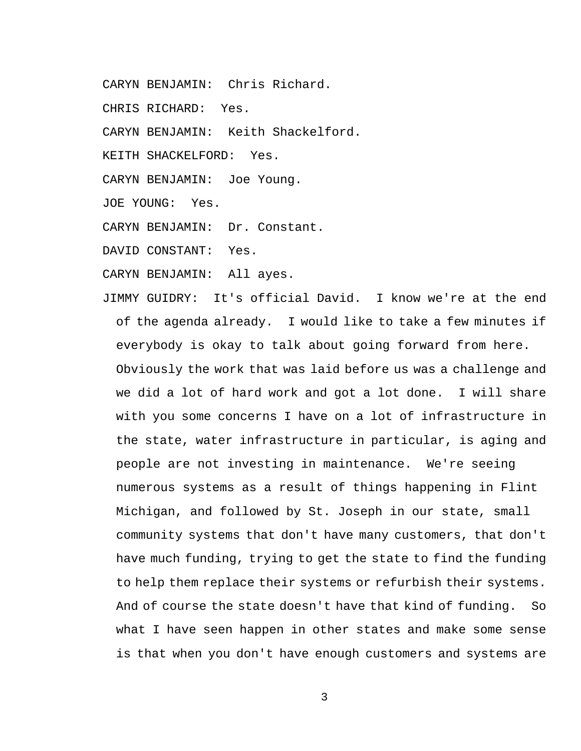CARYN BENJAMIN: Chris Richard.

CHRIS RICHARD: Yes.

CARYN BENJAMIN: Keith Shackelford.

KEITH SHACKELFORD: Yes.

CARYN BENJAMIN: Joe Young.

JOE YOUNG: Yes.

CARYN BENJAMIN: Dr. Constant.

DAVID CONSTANT: Yes.

CARYN BENJAMIN: All ayes.

JIMMY GUIDRY: It's official David. I know we're at the end of the agenda already. I would like to take a few minutes if everybody is okay to talk about going forward from here. Obviously the work that was laid before us was a challenge and we did a lot of hard work and got a lot done. I will share with you some concerns I have on a lot of infrastructure in the state, water infrastructure in particular, is aging and people are not investing in maintenance. We're seeing numerous systems as a result of things happening in Flint Michigan, and followed by St. Joseph in our state, small community systems that don't have many customers, that don't have much funding, trying to get the state to find the funding to help them replace their systems or refurbish their systems. And of course the state doesn't have that kind of funding. So what I have seen happen in other states and make some sense is that when you don't have enough customers and systems are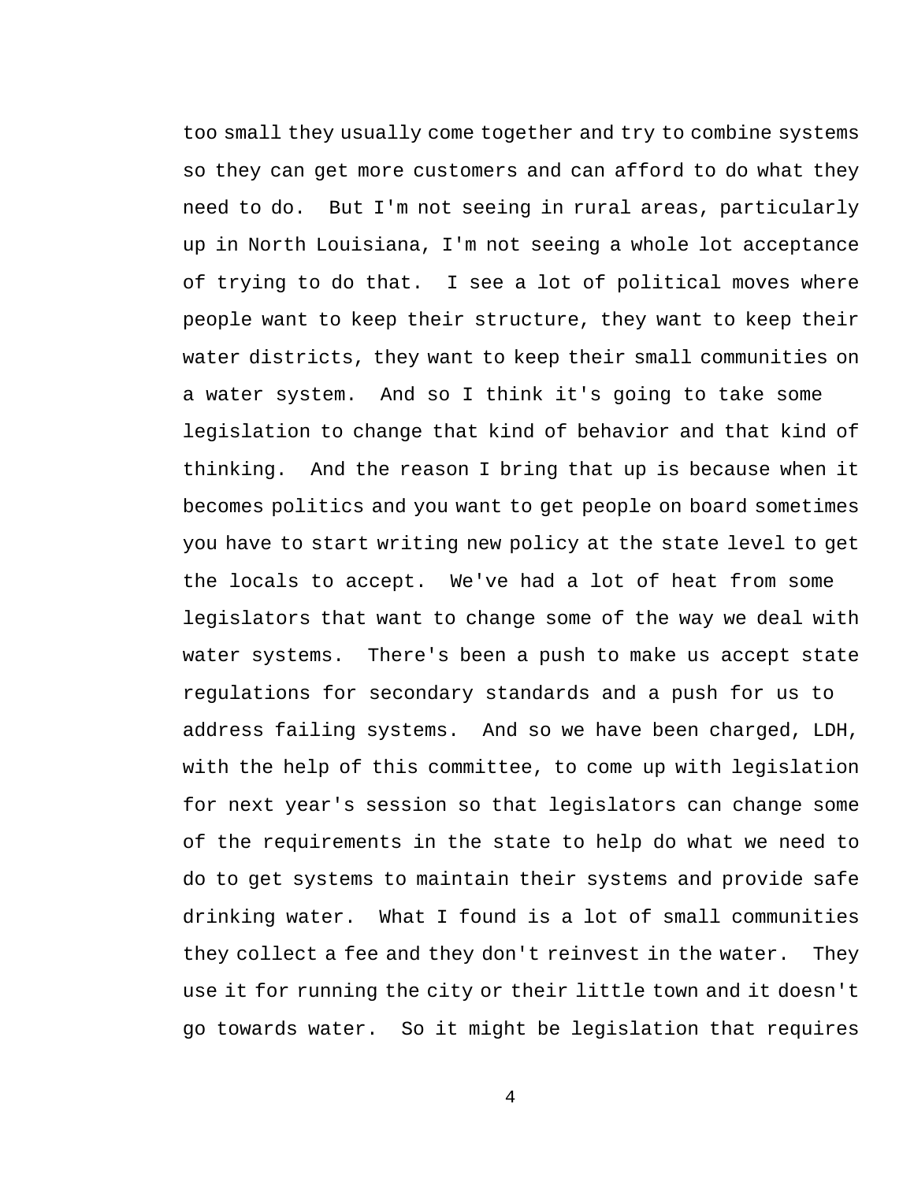too small they usually come together and try to combine systems so they can get more customers and can afford to do what they need to do. But I'm not seeing in rural areas, particularly up in North Louisiana, I'm not seeing a whole lot acceptance of trying to do that. I see a lot of political moves where people want to keep their structure, they want to keep their water districts, they want to keep their small communities on a water system. And so I think it's going to take some legislation to change that kind of behavior and that kind of thinking. And the reason I bring that up is because when it becomes politics and you want to get people on board sometimes you have to start writing new policy at the state level to get the locals to accept. We've had a lot of heat from some legislators that want to change some of the way we deal with water systems. There's been a push to make us accept state regulations for secondary standards and a push for us to address failing systems. And so we have been charged, LDH, with the help of this committee, to come up with legislation for next year's session so that legislators can change some of the requirements in the state to help do what we need to do to get systems to maintain their systems and provide safe drinking water. What I found is a lot of small communities they collect a fee and they don't reinvest in the water. They use it for running the city or their little town and it doesn't go towards water. So it might be legislation that requires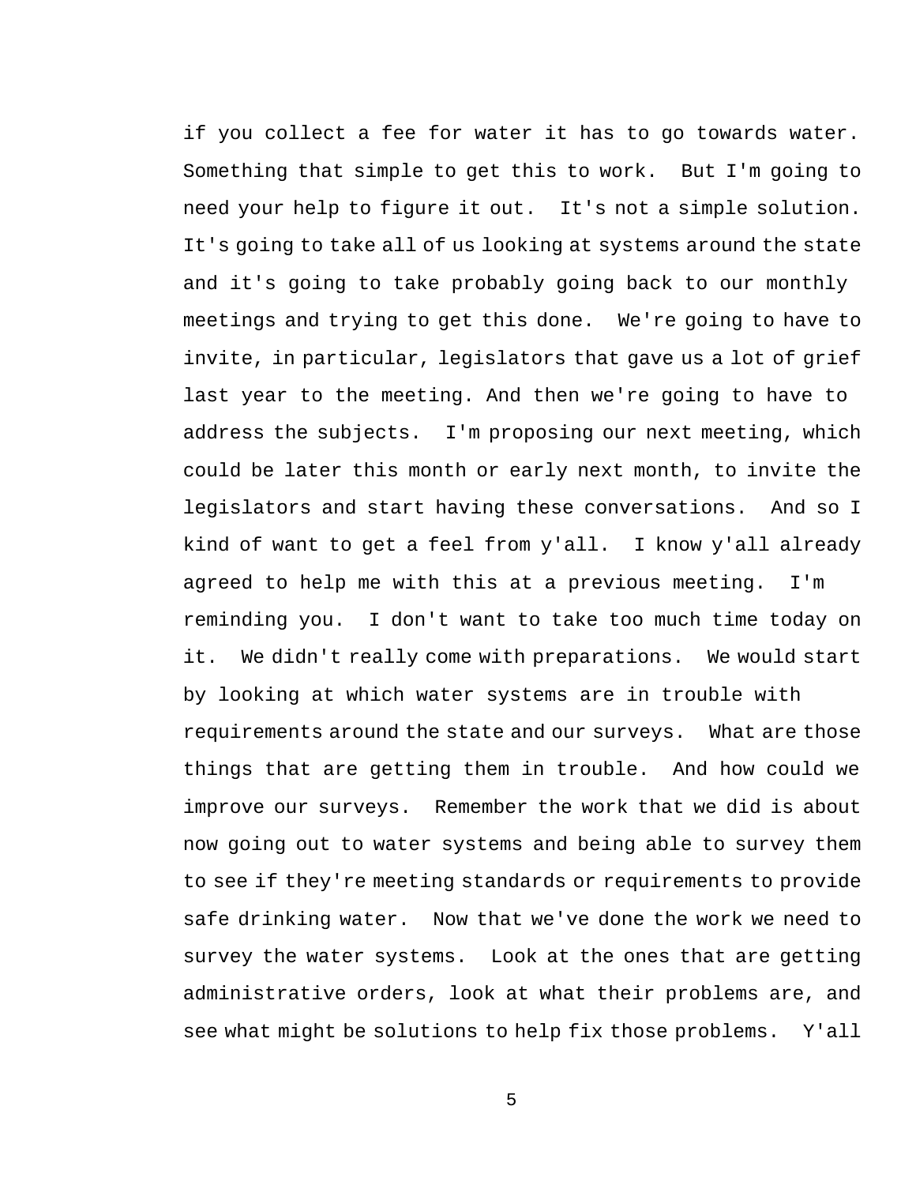if you collect a fee for water it has to go towards water. Something that simple to get this to work. But I'm going to need your help to figure it out. It's not a simple solution. It's going to take all of us looking at systems around the state and it's going to take probably going back to our monthly meetings and trying to get this done. We're going to have to invite, in particular, legislators that gave us a lot of grief last year to the meeting. And then we're going to have to address the subjects. I'm proposing our next meeting, which could be later this month or early next month, to invite the legislators and start having these conversations. And so I kind of want to get a feel from y'all. I know y'all already agreed to help me with this at a previous meeting. I'm reminding you. I don't want to take too much time today on it. We didn't really come with preparations. We would start by looking at which water systems are in trouble with requirements around the state and our surveys. What are those things that are getting them in trouble. And how could we improve our surveys. Remember the work that we did is about now going out to water systems and being able to survey them to see if they're meeting standards or requirements to provide safe drinking water. Now that we've done the work we need to survey the water systems. Look at the ones that are getting administrative orders, look at what their problems are, and see what might be solutions to help fix those problems. Y'all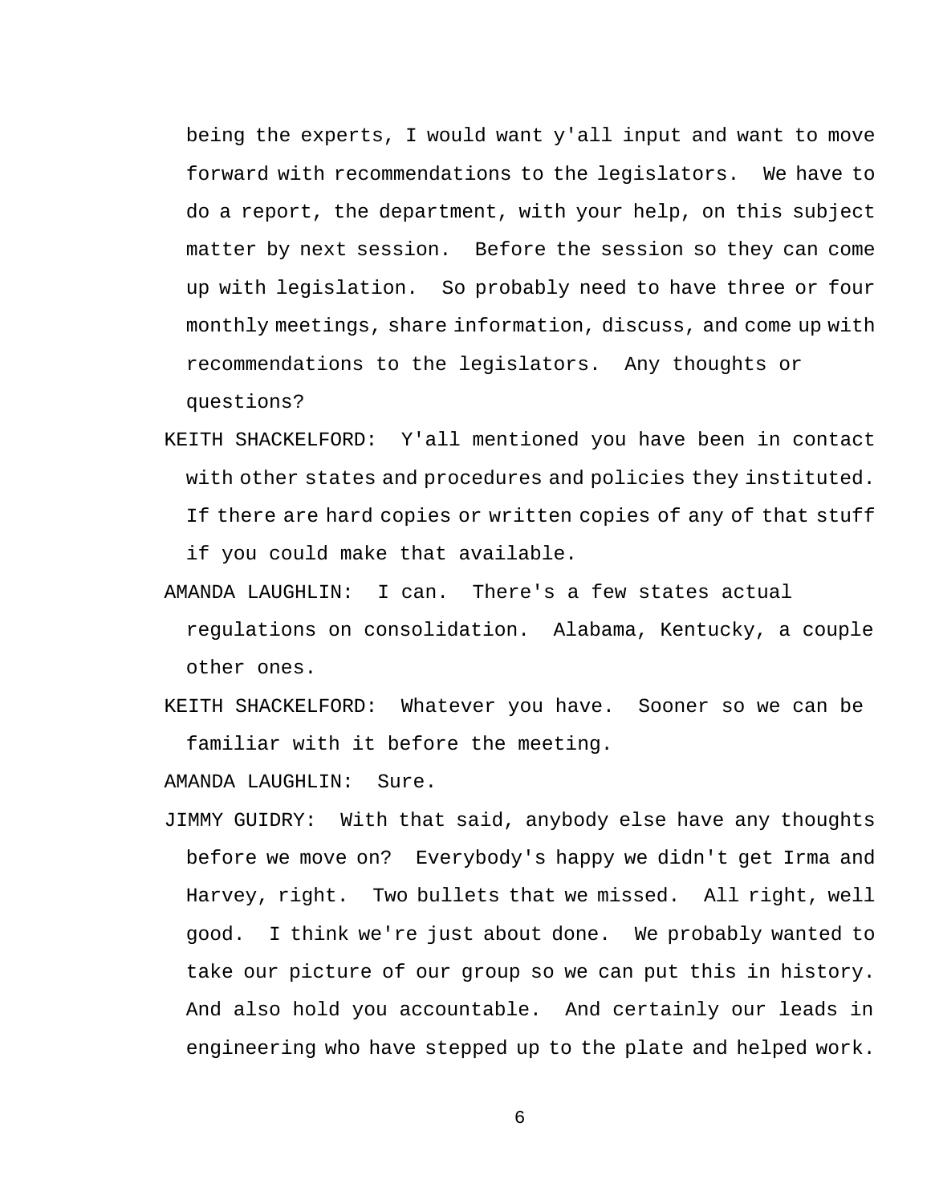being the experts, I would want y'all input and want to move forward with recommendations to the legislators. We have to do a report, the department, with your help, on this subject matter by next session. Before the session so they can come up with legislation. So probably need to have three or four monthly meetings, share information, discuss, and come up with recommendations to the legislators. Any thoughts or questions?

KEITH SHACKELFORD: Y'all mentioned you have been in contact with other states and procedures and policies they instituted. If there are hard copies or written copies of any of that stuff if you could make that available.

AMANDA LAUGHLIN: I can. There's a few states actual regulations on consolidation. Alabama, Kentucky, a couple other ones.

KEITH SHACKELFORD: Whatever you have. Sooner so we can be familiar with it before the meeting.

AMANDA LAUGHLIN: Sure.

JIMMY GUIDRY: With that said, anybody else have any thoughts before we move on? Everybody's happy we didn't get Irma and Harvey, right. Two bullets that we missed. All right, well good. I think we're just about done. We probably wanted to take our picture of our group so we can put this in history. And also hold you accountable. And certainly our leads in engineering who have stepped up to the plate and helped work.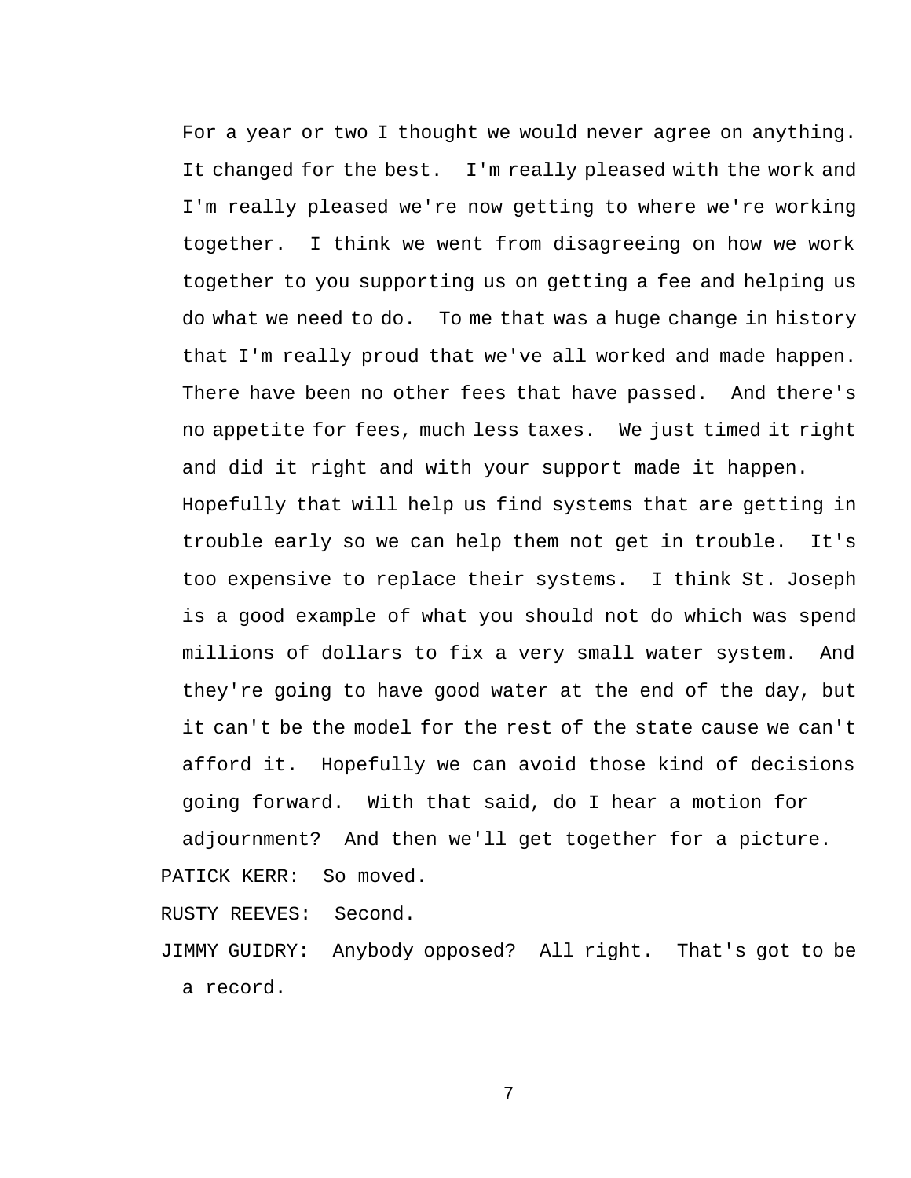For a year or two I thought we would never agree on anything. It changed for the best. I'm really pleased with the work and I'm really pleased we're now getting to where we're working together. I think we went from disagreeing on how we work together to you supporting us on getting a fee and helping us do what we need to do. To me that was a huge change in history that I'm really proud that we've all worked and made happen. There have been no other fees that have passed. And there's no appetite for fees, much less taxes. We just timed it right and did it right and with your support made it happen. Hopefully that will help us find systems that are getting in trouble early so we can help them not get in trouble. It's too expensive to replace their systems. I think St. Joseph is a good example of what you should not do which was spend millions of dollars to fix a very small water system. And they're going to have good water at the end of the day, but it can't be the model for the rest of the state cause we can't afford it. Hopefully we can avoid those kind of decisions going forward. With that said, do I hear a motion for adjournment? And then we'll get together for a picture.

PATICK KERR: So moved.

RUSTY REEVES: Second.

JIMMY GUIDRY: Anybody opposed? All right. That's got to be a record.